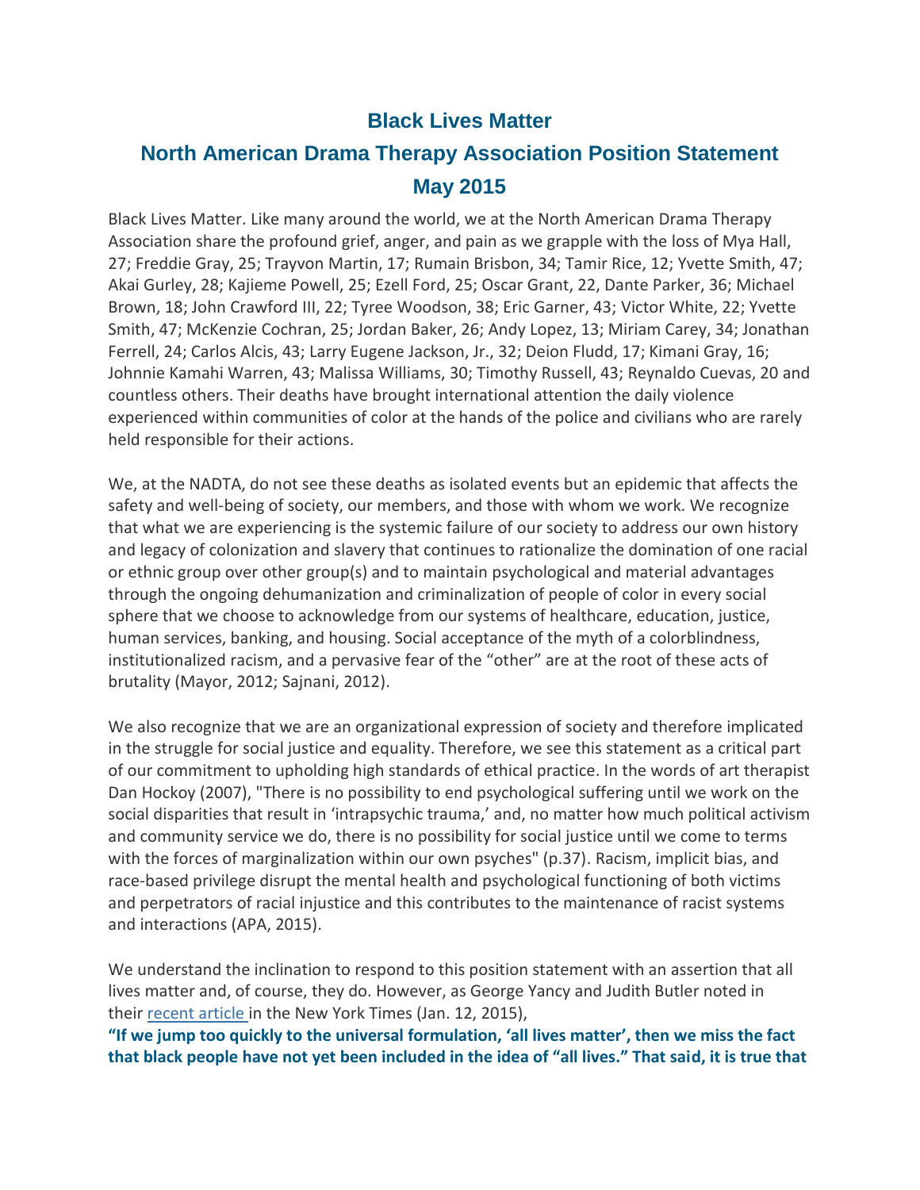# Black Lives Matter

# North American Drama Therapy Association Position Statement

# May 2015

Black Lives Matter. Like many around the world, we at the North American Drama Therapy Association share the profound grief, anger, and pain as we grapple with the loss of Mya Hall, 27; Freddie Gray, 25; Trayvon Martin, 17; Rumain Brisbon, 34; Tamir Rice, 12; Yvette Smith, 47; Akai Gurley, 28; Kajieme Powell, 25; Ezell Ford, 25; Oscar Grant, 22, Dante Parker, 36; Michael Brown, 18; John Crawford III, 22; Tyree Woodson, 38; Eric Garner, 43; Victor White, 22; Yvette Smith, 47; McKenzie Cochran, 25; Jordan Baker, 26; Andy Lopez, 13; Miriam Carey, 34; Jonathan Ferrell, 24; Carlos Alcis, 43; Larry Eugene Jackson, Jr., 32; Deion Fludd, 17; Kimani Gray, 16; Johnnie Kamahi Warren, 43; Malissa Williams, 30; Timothy Russell, 43; Reynaldo Cuevas, 20 and countless others. Their deaths have brought international attention the daily violence experienced within communities of color at the hands of the police and civilians who are rarely held responsible for their actions.

We, at the NADTA, do not see these deaths as isolated events but an epidemic that affects the safety and well-being of society, our members, and those with whom we work. We recognize that what we are experiencing is the systemic failure of our society to address our own history and legacy of colonization and slavery that continues to rationalize the domination of one racial or ethnic group over other group(s) and to maintain psychological and material advantages through the ongoing dehumanization and criminalization of people of color in every social sphere that we choose to acknowledge from our systems of healthcare, education, justice, human services, banking, and housing. Social acceptance of the myth of a colorblindness, institutionalized racism, and a pervasive fear of the "other" are at the root of these acts of brutality (Mayor, 2012; Sajnani, 2012).

We also recognize that we are an organizational expression of society and therefore implicated in the struggle for social justice and equality. Therefore, we see this statement as a critical part of our commitment to upholding high standards of ethical practice. In the words of art therapist Dan Hockoy (2007), "There is no possibility to end psychological suffering until we work on the social disparities that result in 'intrapsychic trauma,' and, no matter how much political activism and community service we do, there is no possibility for social justice until we come to terms with the forces of marginalization within our own psyches" (p.37). Racism, implicit bias, and race-based privilege disrupt the mental health and psychological functioning of both victims and perpetrators of racial injustice and this contributes to the maintenance of racist systems and interactions (APA, 2015).

We understand the inclination to respond to this position statement with an assertion that all lives matter and, of course, they do. However, as George Yancy and Judith Butler noted in their recent article in the New York Times (Jan. 12, 2015),

**"If we jump too quickly to the universal formulation, 'all lives matter', then we miss the fact that black people have not yet been included in the idea of "all lives." That said, it is true that**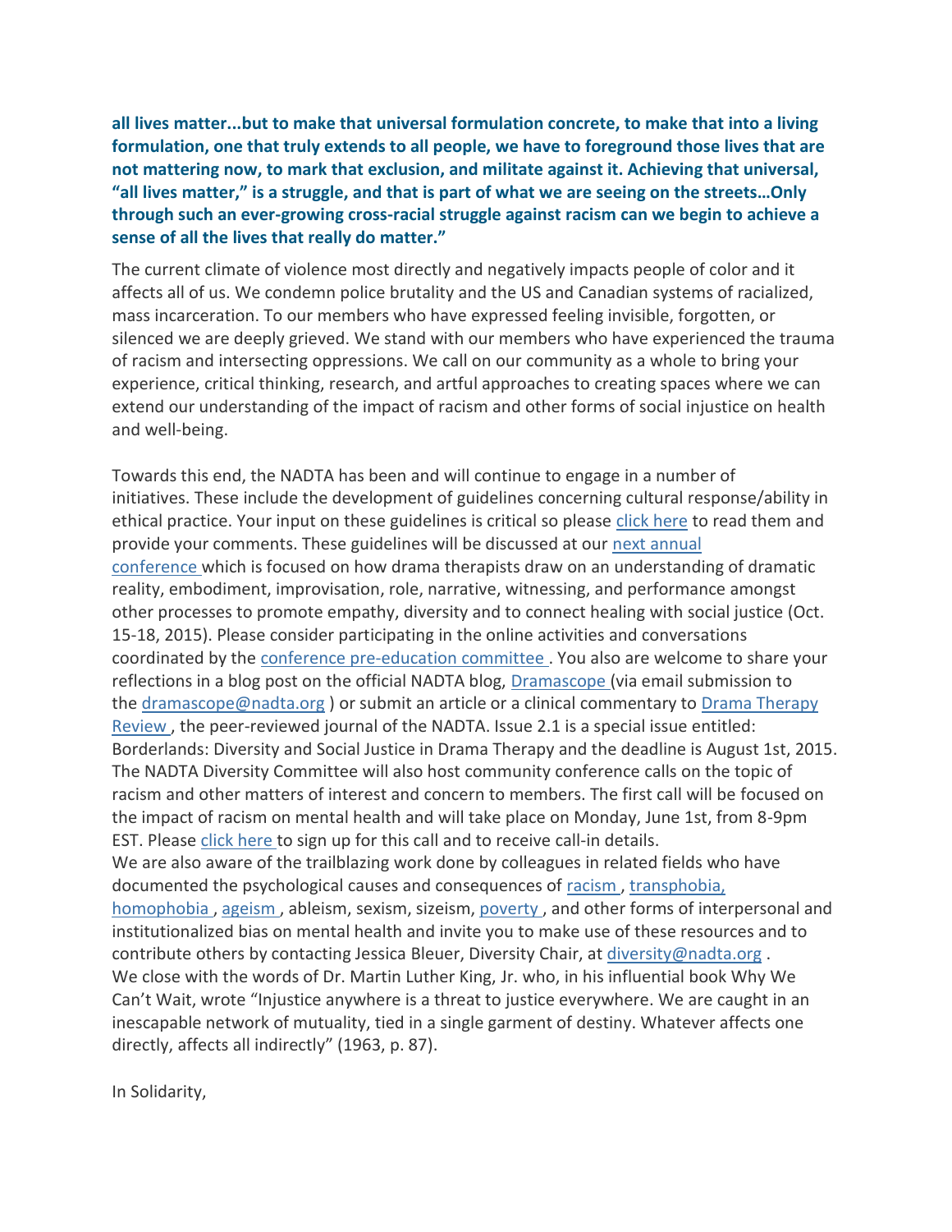**all lives matter...but to make that universal formulation concrete, to make that into a living formulation, one that truly extends to all people, we have to foreground those lives that are not mattering now, to mark that exclusion, and militate against it. Achieving that universal, "all lives matter," is a struggle, and that is part of what we are seeing on the streets…Only through such an ever-growing cross-racial struggle against racism can we begin to achieve a sense of all the lives that really do matter."**

The current climate of violence most directly and negatively impacts people of color and it affects all of us. We condemn police brutality and the US and Canadian systems of racialized, mass incarceration. To our members who have expressed feeling invisible, forgotten, or silenced we are deeply grieved. We stand with our members who have experienced the trauma of racism and intersecting oppressions. We call on our community as a whole to bring your experience, critical thinking, research, and artful approaches to creating spaces where we can extend our understanding of the impact of racism and other forms of social injustice on health and well-being.

Towards this end, the NADTA has been and will continue to engage in a number of initiatives. These include the development of guidelines concerning cultural response/ability in ethical practice. Your input on these guidelines is critical so please click here to read them and provide your comments. These guidelines will be discussed at our next annual conference which is focused on how drama therapists draw on an understanding of dramatic reality, embodiment, improvisation, role, narrative, witnessing, and performance amongst other processes to promote empathy, diversity and to connect healing with social justice (Oct. 15-18, 2015). Please consider participating in the online activities and conversations coordinated by the conference pre-education committee . You also are welcome to share your reflections in a blog post on the official NADTA blog, Dramascope (via email submission to the dramascope@nadta.org ) or submit an article or a clinical commentary to Drama Therapy Review , the peer-reviewed journal of the NADTA. Issue 2.1 is a special issue entitled: Borderlands: Diversity and Social Justice in Drama Therapy and the deadline is August 1st, 2015. The NADTA Diversity Committee will also host community conference calls on the topic of racism and other matters of interest and concern to members. The first call will be focused on the impact of racism on mental health and will take place on Monday, June 1st, from 8-9pm EST. Please click here to sign up for this call and to receive call-in details.
We are also aware of the trailblazing work done by colleagues in related fields who have documented the psychological causes and consequences of racism , transphobia, homophobia , ageism , ableism, sexism, sizeism, poverty , and other forms of interpersonal and institutionalized bias on mental health and invite you to make use of these resources and to contribute others by contacting Jessica Bleuer, Diversity Chair, at diversity@nadta.org .
We close with the words of Dr. Martin Luther King, Jr. who, in his influential book Why We Can't Wait, wrote "Injustice anywhere is a threat to justice everywhere. We are caught in an inescapable network of mutuality, tied in a single garment of destiny. Whatever affects one directly, affects all indirectly" (1963, p. 87).

In Solidarity,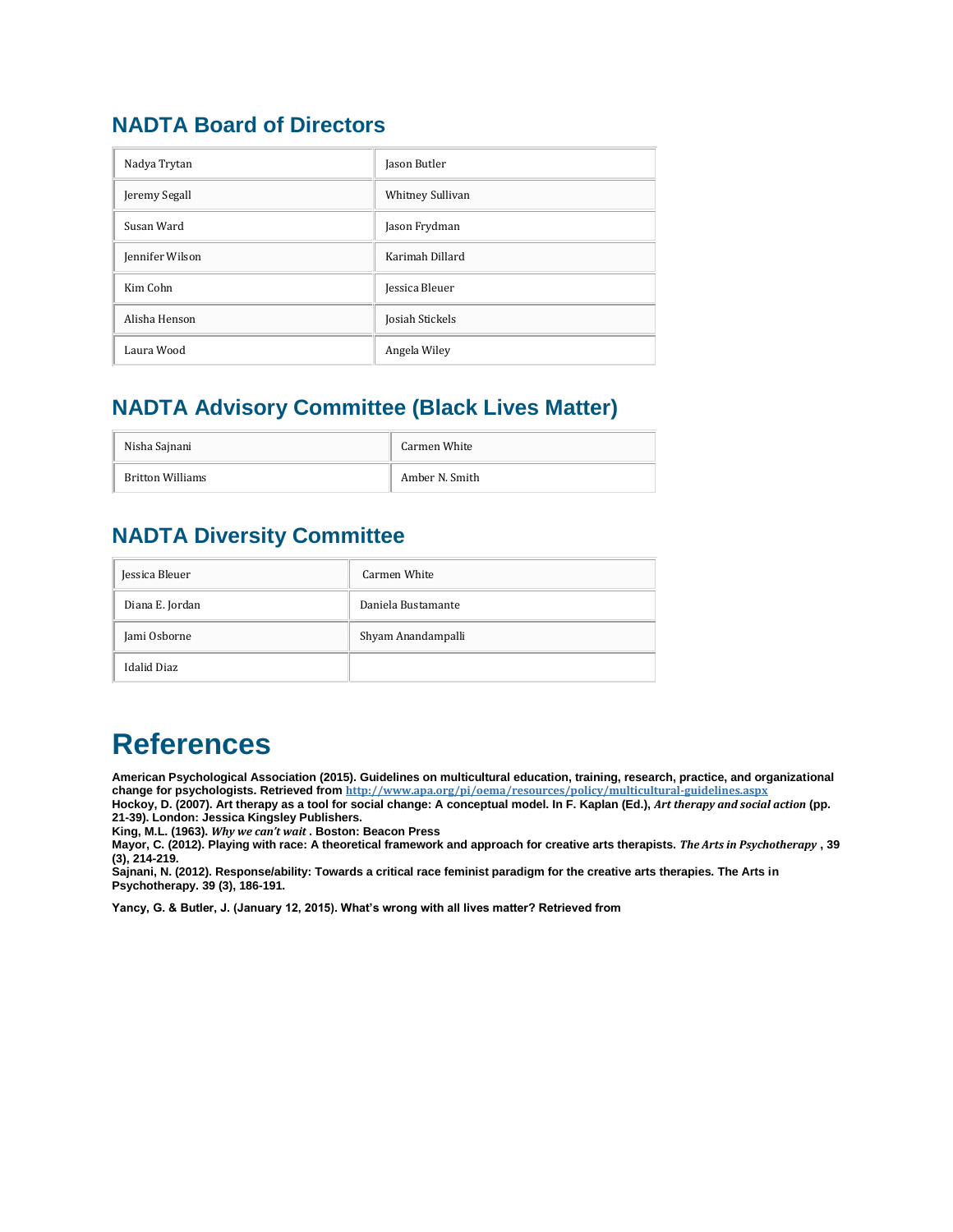## NADTA Board of Directors

| | |
|---|---|
| Nadya Trytan | Jason Butler |
| Jeremy Segall | Whitney Sullivan |
| Susan Ward | Jason Frydman |
| Jennifer Wilson | Karimah Dillard |
| Kim Cohn | Jessica Bleuer |
| Alisha Henson | Josiah Stickels |
| Laura Wood | Angela Wiley |

## NADTA Advisory Committee (Black Lives Matter)

| | |
|---|---|
| Nisha Sajnani | Carmen White |
| Britton Williams | Amber N. Smith |

## NADTA Diversity Committee

| | |
|---|---|
| Jessica Bleuer | Carmen White |
| Diana E. Jordan | Daniela Bustamante |
| Jami Osborne | Shyam Anandampalli |
| Idalid Diaz | |

# References

**American Psychological Association (2015). Guidelines on multicultural education, training, research, practice, and organizational change for psychologists. Retrieved from** http://www.apa.org/pi/oema/resources/policy/multicultural-guidelines.aspx

**Hockoy, D. (2007). Art therapy as a tool for social change: A conceptual model. In F. Kaplan (Ed.), *Art therapy and social action* (pp. 21-39). London: Jessica Kingsley Publishers.**

**King, M.L. (1963). *Why we can't wait* . Boston: Beacon Press**

**Mayor, C. (2012). Playing with race: A theoretical framework and approach for creative arts therapists. *The Arts in Psychotherapy* , 39 (3), 214-219.**

**Sajnani, N. (2012). Response/ability: Towards a critical race feminist paradigm for the creative arts therapies. The Arts in Psychotherapy. 39 (3), 186-191.**

**Yancy, G. & Butler, J. (January 12, 2015). What's wrong with all lives matter? Retrieved from**